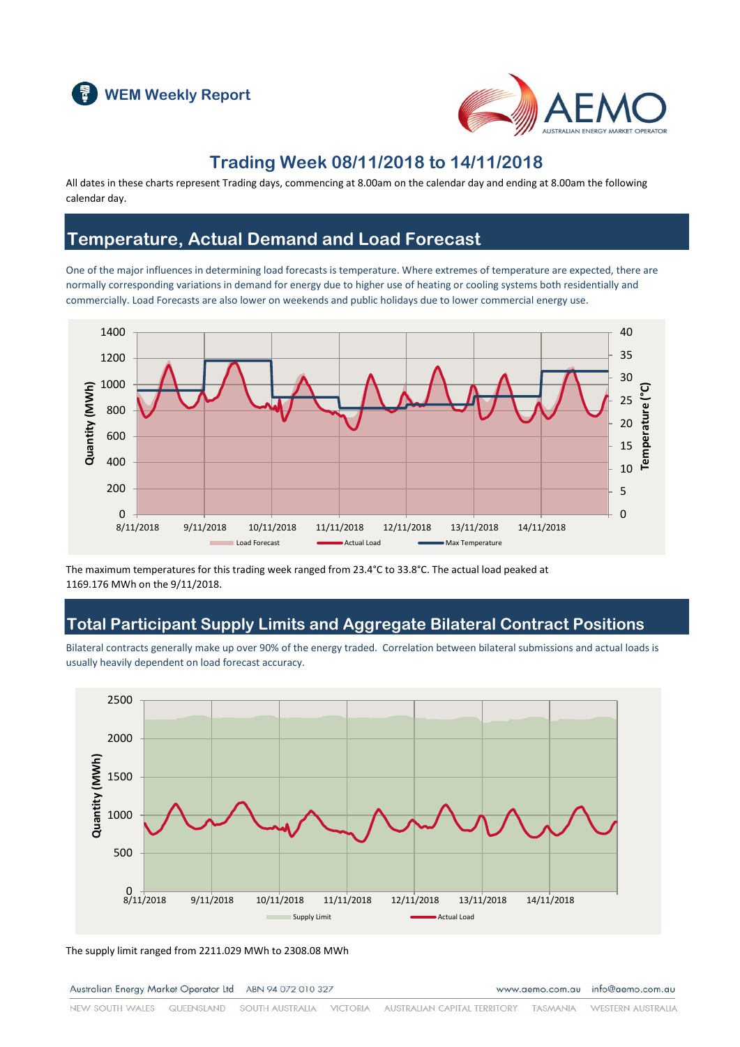WEM Weekly Report

# Trading Week 08/11/2018 to 14/11/2018

All dates in these charts represent Trading days, commencing at 8.00am on the calendar day and ending at 8.00am the following calendar day.

## Temperature, Actual Demand and Load Forecast

One of the major influences in determining load forecasts is temperature. Where extremes of temperature are expected, there are normally corresponding variations in demand for energy due to higher use of heating or cooling systems both residentially and commercially. Load Forecasts are also lower on weekends and public holidays due to lower commercial energy use.

The maximum temperatures for this trading week ranged from 23.4°C to 33.8°C. The actual load peaked at 1169.176 MWh on the 9/11/2018.

## Total Participant Supply Limits and Aggregate Bilateral Contract Positions

Bilateral contracts generally make up over 90% of the energy traded. Correlation between bilateral submissions and actual loads is usually heavily dependent on load forecast accuracy.

The supply limit ranged from 2211.029 MWh to 2308.08 MWh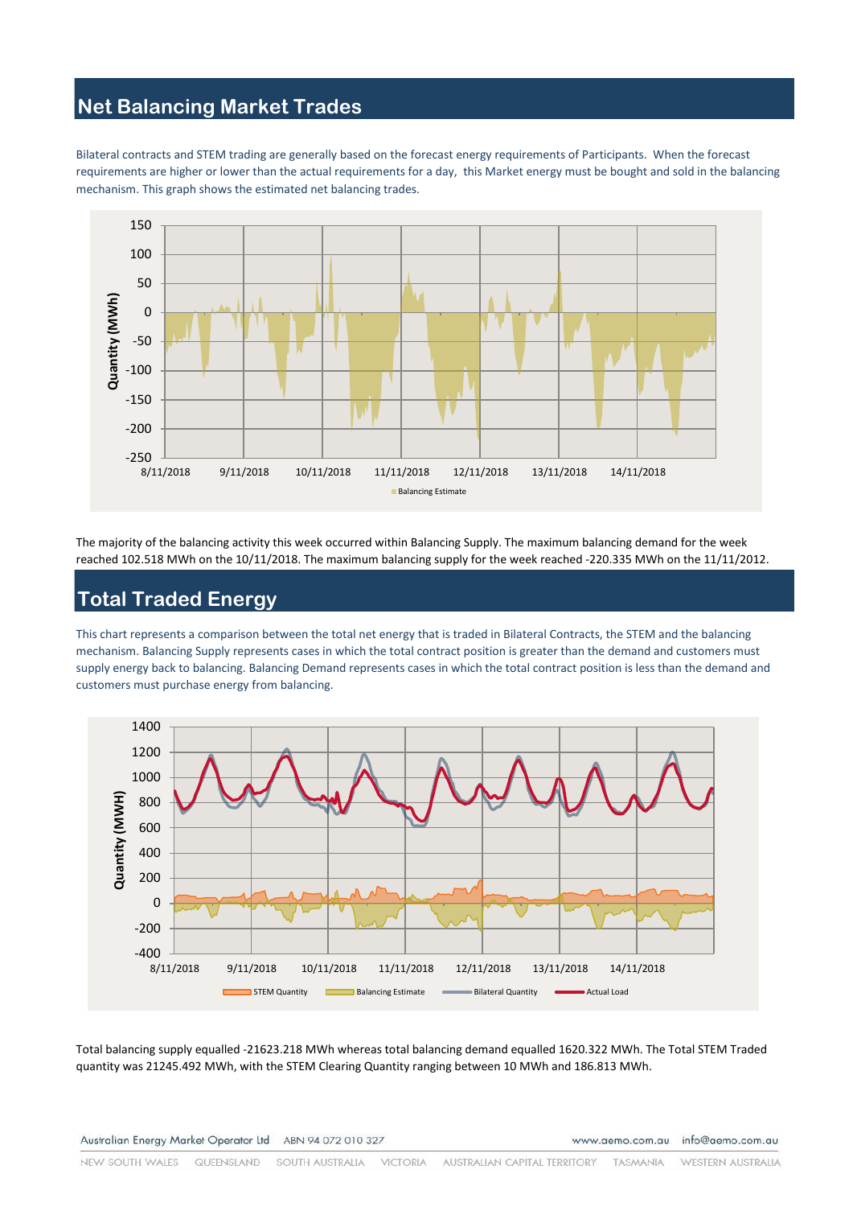## Net Balancing Market Trades

Bilateral contracts and STEM trading are generally based on the forecast energy requirements of Participants. When the forecast requirements are higher or lower than the actual requirements for a day, this Market energy must be bought and sold in the balancing mechanism. This graph shows the estimated net balancing trades.

The majority of the balancing activity this week occurred within Balancing Supply. The maximum balancing demand for the week reached 102.518 MWh on the 10/11/2018. The maximum balancing supply for the week reached -220.335 MWh on the 11/11/2012.

## Total Traded Energy

This chart represents a comparison between the total net energy that is traded in Bilateral Contracts, the STEM and the balancing mechanism. Balancing Supply represents cases in which the total contract position is greater than the demand and customers must supply energy back to balancing. Balancing Demand represents cases in which the total contract position is less than the demand and customers must purchase energy from balancing.

Total balancing supply equalled -21623.218 MWh whereas total balancing demand equalled 1620.322 MWh. The Total STEM Traded quantity was 21245.492 MWh, with the STEM Clearing Quantity ranging between 10 MWh and 186.813 MWh.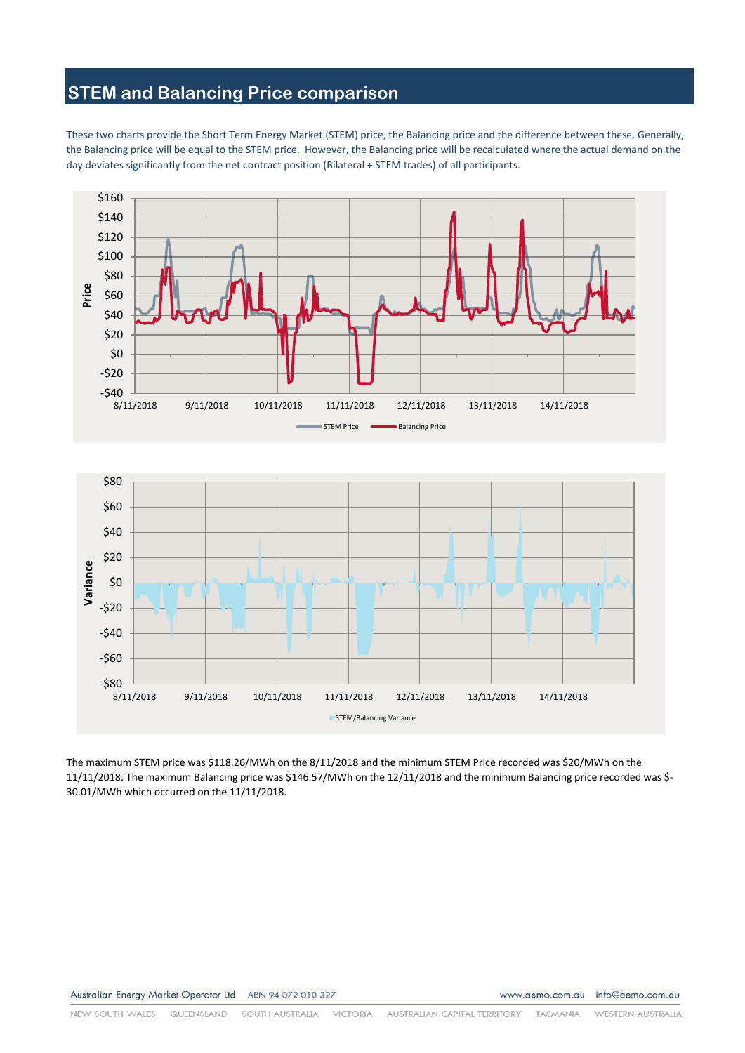## STEM and Balancing Price comparison

These two charts provide the Short Term Energy Market (STEM) price, the Balancing price and the difference between these. Generally, the Balancing price will be equal to the STEM price. However, the Balancing price will be recalculated where the actual demand on the day deviates significantly from the net contract position (Bilateral + STEM trades) of all participants.

Price

$160
$140
$120
$100
$80
$60
$40
$20
$0
-$20
-$40

8/11/2018 9/11/2018 10/11/2018 11/11/2018 12/11/2018 13/11/2018 14/11/2018

STEM Price Balancing Price

Variance

$80
$60
$40
$20
$0
-$20
-$40
-$60
-$80

8/11/2018 9/11/2018 10/11/2018 11/11/2018 12/11/2018 13/11/2018 14/11/2018

STEM/Balancing Variance

The maximum STEM price was $118.26/MWh on the 8/11/2018 and the minimum STEM Price recorded was $20/MWh on the 11/11/2018. The maximum Balancing price was $146.57/MWh on the 12/11/2018 and the minimum Balancing price recorded was $-30.01/MWh which occurred on the 11/11/2018.